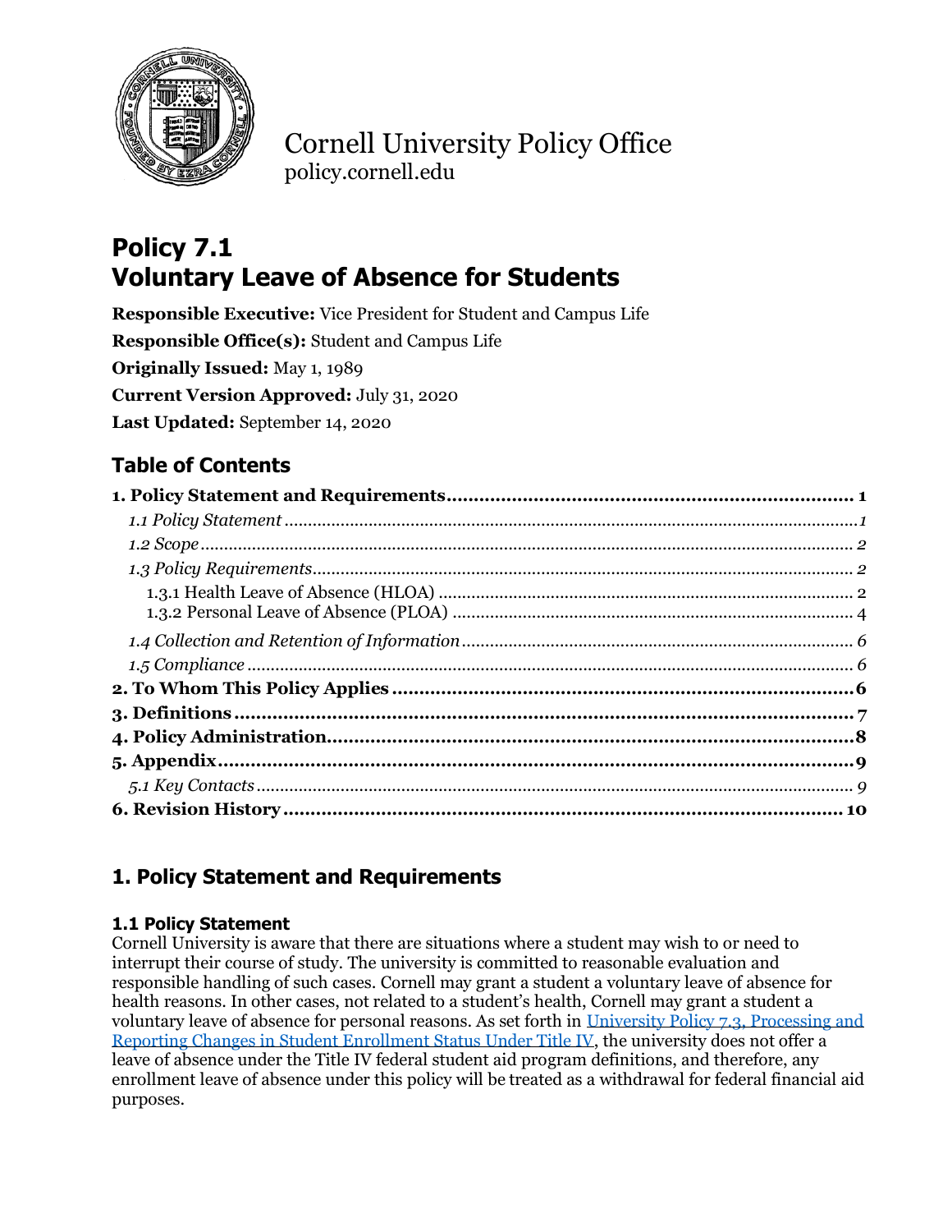Cornell University Policy Office
policy.cornell.edu

# Policy 7.1
# Voluntary Leave of Absence for Students

**Responsible Executive:** Vice President for Student and Campus Life

**Responsible Office(s):** Student and Campus Life

**Originally Issued:** May 1, 1989

**Current Version Approved:** July 31, 2020

**Last Updated:** September 14, 2020

## Table of Contents

**1. Policy Statement and Requirements** ........ **1**

*1.1 Policy Statement* ........ *1*

*1.2 Scope* ........ *2*

*1.3 Policy Requirements* ........ *2*

1.3.1 Health Leave of Absence (HLOA) ........ 2

1.3.2 Personal Leave of Absence (PLOA) ........ 4

*1.4 Collection and Retention of Information* ........ *6*

*1.5 Compliance* ........ *6*

**2. To Whom This Policy Applies** ........ **6**

**3. Definitions** ........ **7**

**4. Policy Administration** ........ **8**

**5. Appendix** ........ **9**

*5.1 Key Contacts* ........ *9*

**6. Revision History** ........ **10**

## 1. Policy Statement and Requirements

### 1.1 Policy Statement

Cornell University is aware that there are situations where a student may wish to or need to interrupt their course of study. The university is committed to reasonable evaluation and responsible handling of such cases. Cornell may grant a student a voluntary leave of absence for health reasons. In other cases, not related to a student's health, Cornell may grant a student a voluntary leave of absence for personal reasons. As set forth in University Policy 7.3, Processing and Reporting Changes in Student Enrollment Status Under Title IV, the university does not offer a leave of absence under the Title IV federal student aid program definitions, and therefore, any enrollment leave of absence under this policy will be treated as a withdrawal for federal financial aid purposes.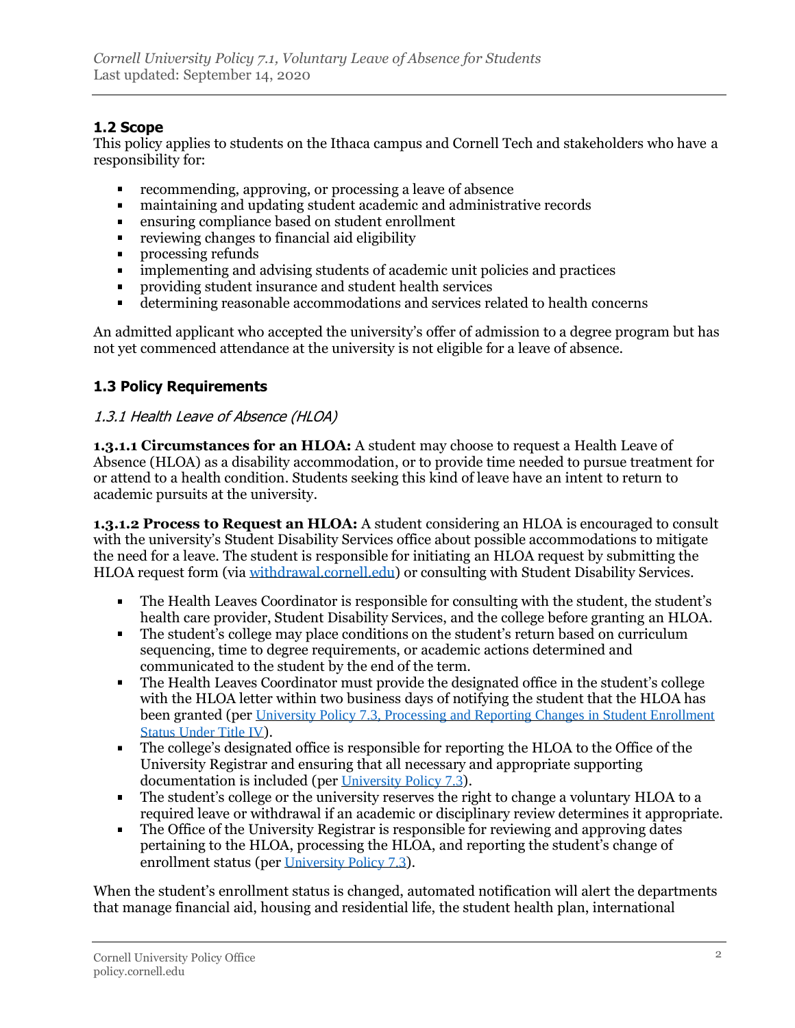### 1.2 Scope

This policy applies to students on the Ithaca campus and Cornell Tech and stakeholders who have a responsibility for:

- recommending, approving, or processing a leave of absence
- maintaining and updating student academic and administrative records
- ensuring compliance based on student enrollment
- reviewing changes to financial aid eligibility
- processing refunds
- implementing and advising students of academic unit policies and practices
- providing student insurance and student health services
- determining reasonable accommodations and services related to health concerns

An admitted applicant who accepted the university's offer of admission to a degree program but has not yet commenced attendance at the university is not eligible for a leave of absence.

### 1.3 Policy Requirements

#### *1.3.1 Health Leave of Absence (HLOA)*

**1.3.1.1 Circumstances for an HLOA:** A student may choose to request a Health Leave of Absence (HLOA) as a disability accommodation, or to provide time needed to pursue treatment for or attend to a health condition. Students seeking this kind of leave have an intent to return to academic pursuits at the university.

**1.3.1.2 Process to Request an HLOA:** A student considering an HLOA is encouraged to consult with the university's Student Disability Services office about possible accommodations to mitigate the need for a leave. The student is responsible for initiating an HLOA request by submitting the HLOA request form (via withdrawal.cornell.edu) or consulting with Student Disability Services.

- The Health Leaves Coordinator is responsible for consulting with the student, the student's health care provider, Student Disability Services, and the college before granting an HLOA.
- The student's college may place conditions on the student's return based on curriculum sequencing, time to degree requirements, or academic actions determined and communicated to the student by the end of the term.
- The Health Leaves Coordinator must provide the designated office in the student's college with the HLOA letter within two business days of notifying the student that the HLOA has been granted (per University Policy 7.3, Processing and Reporting Changes in Student Enrollment Status Under Title IV).
- The college's designated office is responsible for reporting the HLOA to the Office of the University Registrar and ensuring that all necessary and appropriate supporting documentation is included (per University Policy 7.3).
- The student's college or the university reserves the right to change a voluntary HLOA to a required leave or withdrawal if an academic or disciplinary review determines it appropriate.
- The Office of the University Registrar is responsible for reviewing and approving dates pertaining to the HLOA, processing the HLOA, and reporting the student's change of enrollment status (per University Policy 7.3).

When the student's enrollment status is changed, automated notification will alert the departments that manage financial aid, housing and residential life, the student health plan, international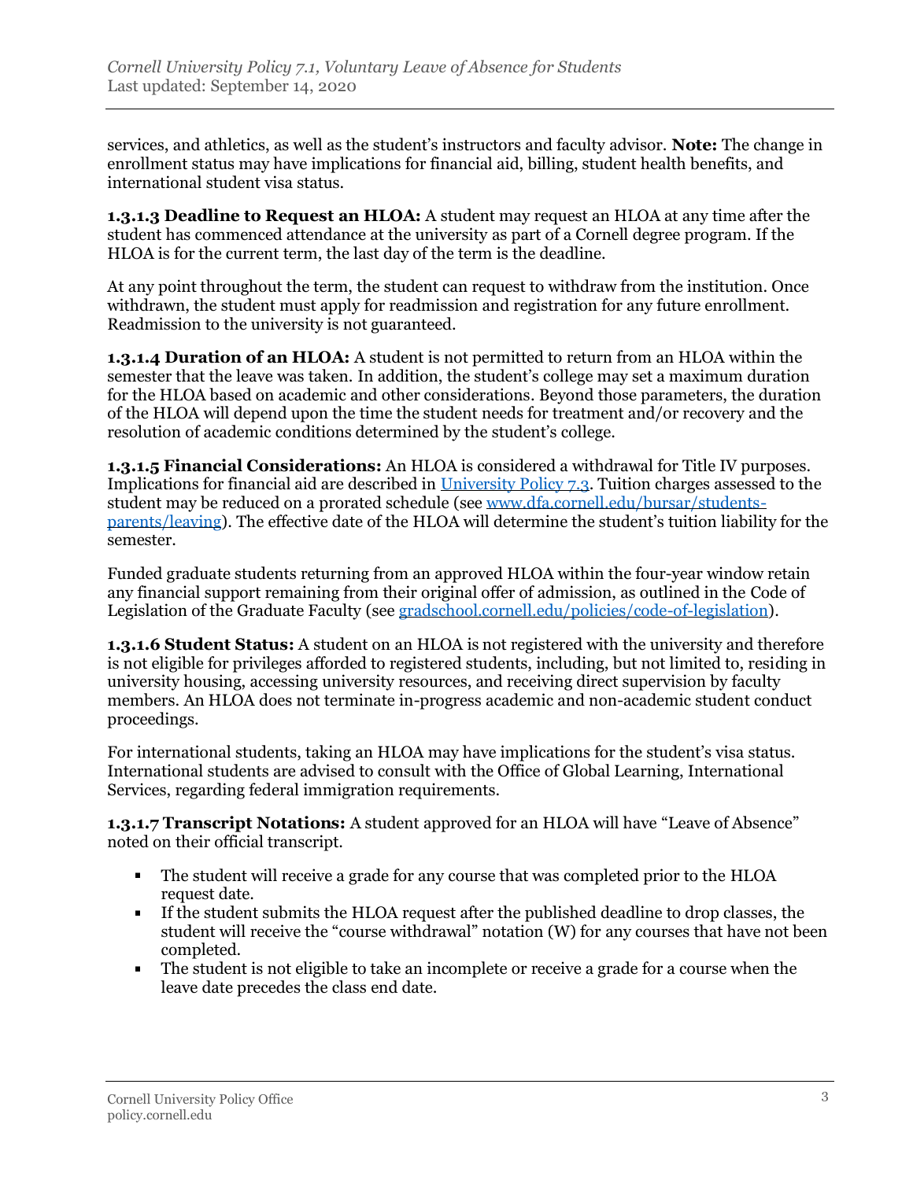services, and athletics, as well as the student's instructors and faculty advisor. **Note:** The change in enrollment status may have implications for financial aid, billing, student health benefits, and international student visa status.

**1.3.1.3 Deadline to Request an HLOA:** A student may request an HLOA at any time after the student has commenced attendance at the university as part of a Cornell degree program. If the HLOA is for the current term, the last day of the term is the deadline.

At any point throughout the term, the student can request to withdraw from the institution. Once withdrawn, the student must apply for readmission and registration for any future enrollment. Readmission to the university is not guaranteed.

**1.3.1.4 Duration of an HLOA:** A student is not permitted to return from an HLOA within the semester that the leave was taken. In addition, the student's college may set a maximum duration for the HLOA based on academic and other considerations. Beyond those parameters, the duration of the HLOA will depend upon the time the student needs for treatment and/or recovery and the resolution of academic conditions determined by the student's college.

**1.3.1.5 Financial Considerations:** An HLOA is considered a withdrawal for Title IV purposes. Implications for financial aid are described in [University Policy 7.3](). Tuition charges assessed to the student may be reduced on a prorated schedule (see [www.dfa.cornell.edu/bursar/students-parents/leaving]()). The effective date of the HLOA will determine the student's tuition liability for the semester.

Funded graduate students returning from an approved HLOA within the four-year window retain any financial support remaining from their original offer of admission, as outlined in the Code of Legislation of the Graduate Faculty (see [gradschool.cornell.edu/policies/code-of-legislation]()).

**1.3.1.6 Student Status:** A student on an HLOA is not registered with the university and therefore is not eligible for privileges afforded to registered students, including, but not limited to, residing in university housing, accessing university resources, and receiving direct supervision by faculty members. An HLOA does not terminate in-progress academic and non-academic student conduct proceedings.

For international students, taking an HLOA may have implications for the student's visa status. International students are advised to consult with the Office of Global Learning, International Services, regarding federal immigration requirements.

**1.3.1.7 Transcript Notations:** A student approved for an HLOA will have "Leave of Absence" noted on their official transcript.

- The student will receive a grade for any course that was completed prior to the HLOA request date.
- If the student submits the HLOA request after the published deadline to drop classes, the student will receive the "course withdrawal" notation (W) for any courses that have not been completed.
- The student is not eligible to take an incomplete or receive a grade for a course when the leave date precedes the class end date.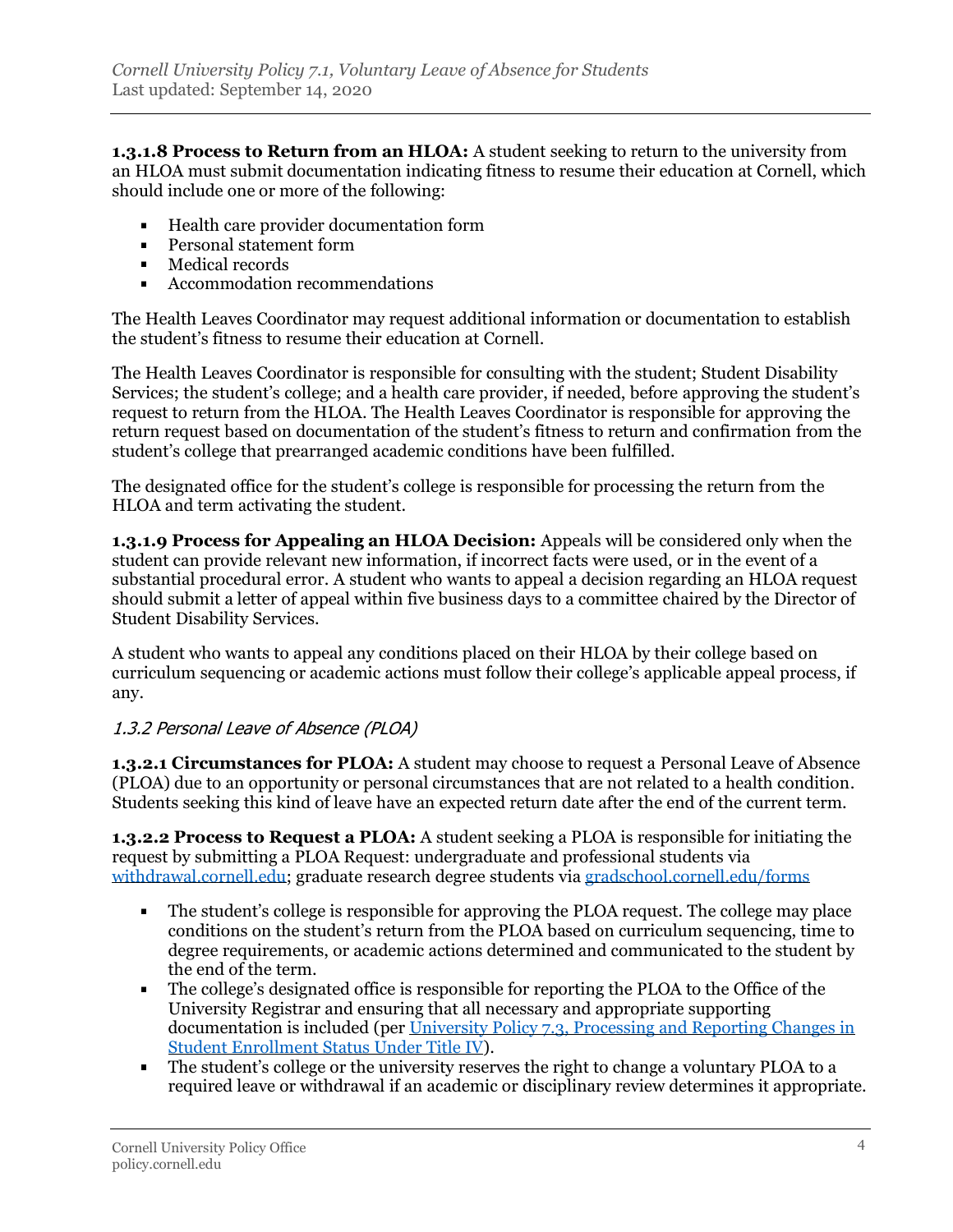**1.3.1.8 Process to Return from an HLOA:** A student seeking to return to the university from an HLOA must submit documentation indicating fitness to resume their education at Cornell, which should include one or more of the following:

- Health care provider documentation form
- Personal statement form
- Medical records
- Accommodation recommendations

The Health Leaves Coordinator may request additional information or documentation to establish the student's fitness to resume their education at Cornell.

The Health Leaves Coordinator is responsible for consulting with the student; Student Disability Services; the student's college; and a health care provider, if needed, before approving the student's request to return from the HLOA. The Health Leaves Coordinator is responsible for approving the return request based on documentation of the student's fitness to return and confirmation from the student's college that prearranged academic conditions have been fulfilled.

The designated office for the student's college is responsible for processing the return from the HLOA and term activating the student.

**1.3.1.9 Process for Appealing an HLOA Decision:** Appeals will be considered only when the student can provide relevant new information, if incorrect facts were used, or in the event of a substantial procedural error. A student who wants to appeal a decision regarding an HLOA request should submit a letter of appeal within five business days to a committee chaired by the Director of Student Disability Services.

A student who wants to appeal any conditions placed on their HLOA by their college based on curriculum sequencing or academic actions must follow their college's applicable appeal process, if any.

### *1.3.2 Personal Leave of Absence (PLOA)*

**1.3.2.1 Circumstances for PLOA:** A student may choose to request a Personal Leave of Absence (PLOA) due to an opportunity or personal circumstances that are not related to a health condition. Students seeking this kind of leave have an expected return date after the end of the current term.

**1.3.2.2 Process to Request a PLOA:** A student seeking a PLOA is responsible for initiating the request by submitting a PLOA Request: undergraduate and professional students via withdrawal.cornell.edu; graduate research degree students via gradschool.cornell.edu/forms

- The student's college is responsible for approving the PLOA request. The college may place conditions on the student's return from the PLOA based on curriculum sequencing, time to degree requirements, or academic actions determined and communicated to the student by the end of the term.
- The college's designated office is responsible for reporting the PLOA to the Office of the University Registrar and ensuring that all necessary and appropriate supporting documentation is included (per University Policy 7.3, Processing and Reporting Changes in Student Enrollment Status Under Title IV).
- The student's college or the university reserves the right to change a voluntary PLOA to a required leave or withdrawal if an academic or disciplinary review determines it appropriate.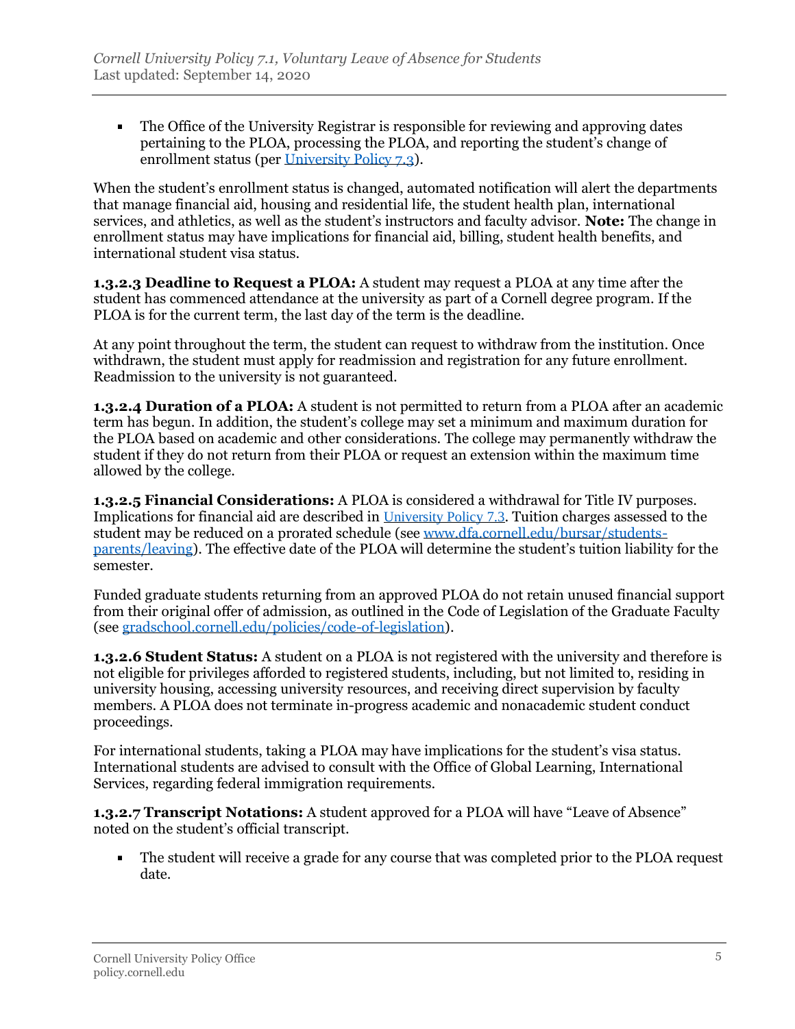- The Office of the University Registrar is responsible for reviewing and approving dates pertaining to the PLOA, processing the PLOA, and reporting the student's change of enrollment status (per [University Policy 7.3](#)).

When the student's enrollment status is changed, automated notification will alert the departments that manage financial aid, housing and residential life, the student health plan, international services, and athletics, as well as the student's instructors and faculty advisor. **Note:** The change in enrollment status may have implications for financial aid, billing, student health benefits, and international student visa status.

**1.3.2.3 Deadline to Request a PLOA:** A student may request a PLOA at any time after the student has commenced attendance at the university as part of a Cornell degree program. If the PLOA is for the current term, the last day of the term is the deadline.

At any point throughout the term, the student can request to withdraw from the institution. Once withdrawn, the student must apply for readmission and registration for any future enrollment. Readmission to the university is not guaranteed.

**1.3.2.4 Duration of a PLOA:** A student is not permitted to return from a PLOA after an academic term has begun. In addition, the student's college may set a minimum and maximum duration for the PLOA based on academic and other considerations. The college may permanently withdraw the student if they do not return from their PLOA or request an extension within the maximum time allowed by the college.

**1.3.2.5 Financial Considerations:** A PLOA is considered a withdrawal for Title IV purposes. Implications for financial aid are described in [University Policy 7.3](#). Tuition charges assessed to the student may be reduced on a prorated schedule (see [www.dfa.cornell.edu/bursar/students-parents/leaving](www.dfa.cornell.edu/bursar/students-parents/leaving)). The effective date of the PLOA will determine the student's tuition liability for the semester.

Funded graduate students returning from an approved PLOA do not retain unused financial support from their original offer of admission, as outlined in the Code of Legislation of the Graduate Faculty (see [gradschool.cornell.edu/policies/code-of-legislation](gradschool.cornell.edu/policies/code-of-legislation)).

**1.3.2.6 Student Status:** A student on a PLOA is not registered with the university and therefore is not eligible for privileges afforded to registered students, including, but not limited to, residing in university housing, accessing university resources, and receiving direct supervision by faculty members. A PLOA does not terminate in-progress academic and nonacademic student conduct proceedings.

For international students, taking a PLOA may have implications for the student's visa status. International students are advised to consult with the Office of Global Learning, International Services, regarding federal immigration requirements.

**1.3.2.7 Transcript Notations:** A student approved for a PLOA will have "Leave of Absence" noted on the student's official transcript.

- The student will receive a grade for any course that was completed prior to the PLOA request date.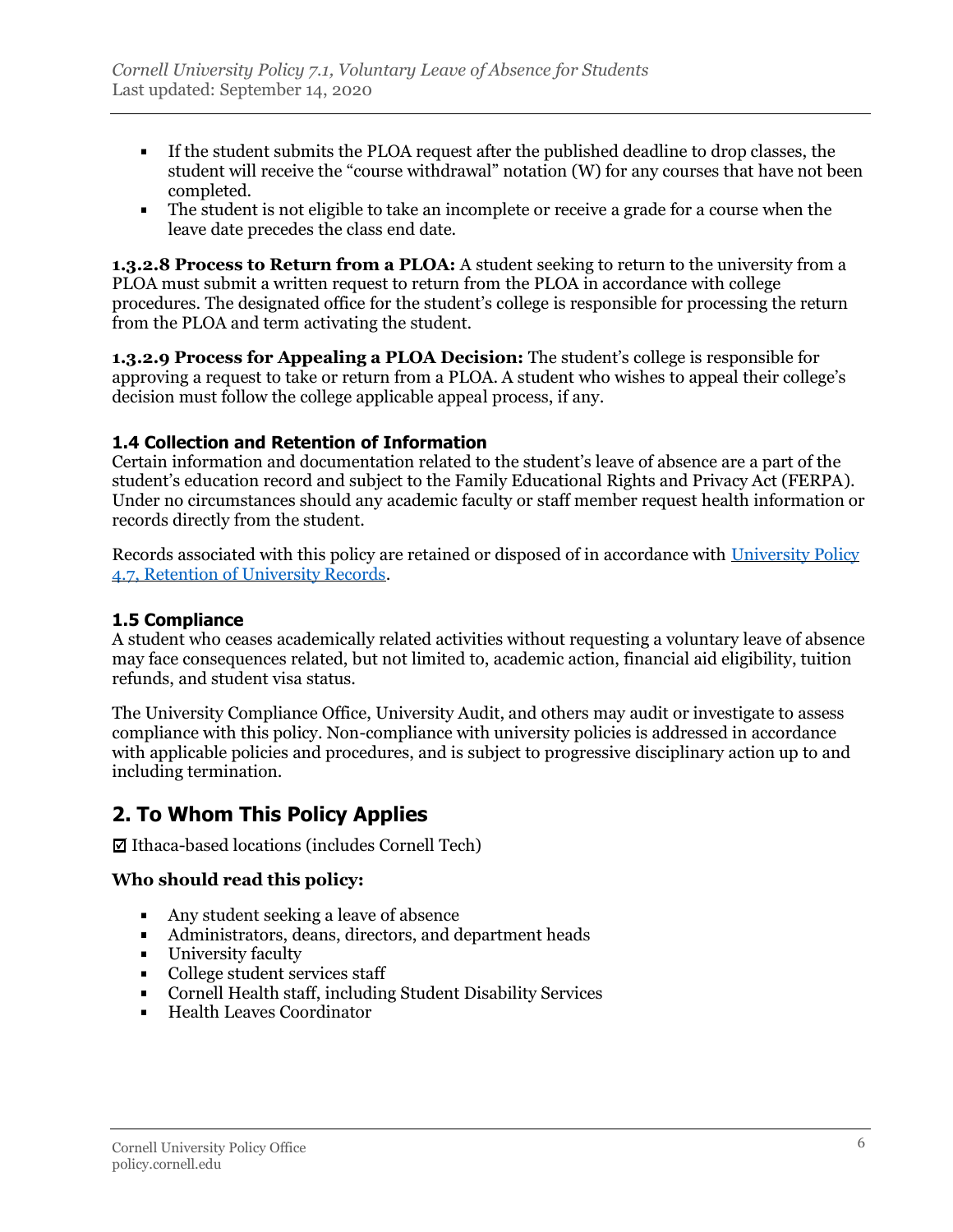- If the student submits the PLOA request after the published deadline to drop classes, the student will receive the "course withdrawal" notation (W) for any courses that have not been completed.
- The student is not eligible to take an incomplete or receive a grade for a course when the leave date precedes the class end date.

**1.3.2.8 Process to Return from a PLOA:** A student seeking to return to the university from a PLOA must submit a written request to return from the PLOA in accordance with college procedures. The designated office for the student's college is responsible for processing the return from the PLOA and term activating the student.

**1.3.2.9 Process for Appealing a PLOA Decision:** The student's college is responsible for approving a request to take or return from a PLOA. A student who wishes to appeal their college's decision must follow the college applicable appeal process, if any.

### 1.4 Collection and Retention of Information

Certain information and documentation related to the student's leave of absence are a part of the student's education record and subject to the Family Educational Rights and Privacy Act (FERPA). Under no circumstances should any academic faculty or staff member request health information or records directly from the student.

Records associated with this policy are retained or disposed of in accordance with [University Policy 4.7, Retention of University Records](University Policy 4.7, Retention of University Records).

### 1.5 Compliance

A student who ceases academically related activities without requesting a voluntary leave of absence may face consequences related, but not limited to, academic action, financial aid eligibility, tuition refunds, and student visa status.

The University Compliance Office, University Audit, and others may audit or investigate to assess compliance with this policy. Non-compliance with university policies is addressed in accordance with applicable policies and procedures, and is subject to progressive disciplinary action up to and including termination.

## 2. To Whom This Policy Applies

☑ Ithaca-based locations (includes Cornell Tech)

**Who should read this policy:**

- Any student seeking a leave of absence
- Administrators, deans, directors, and department heads
- University faculty
- College student services staff
- Cornell Health staff, including Student Disability Services
- Health Leaves Coordinator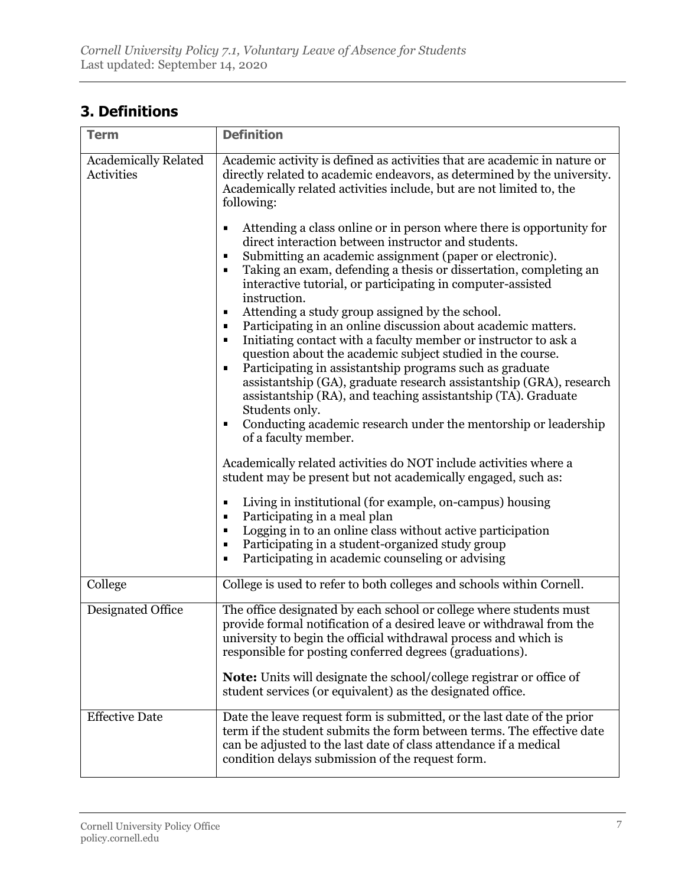## 3. Definitions

| Term | Definition |
|---|---|
| Academically Related Activities | Academic activity is defined as activities that are academic in nature or directly related to academic endeavors, as determined by the university. Academically related activities include, but are not limited to, the following:<br><br>▪ Attending a class online or in person where there is opportunity for direct interaction between instructor and students.<br>▪ Submitting an academic assignment (paper or electronic).<br>▪ Taking an exam, defending a thesis or dissertation, completing an interactive tutorial, or participating in computer-assisted instruction.<br>▪ Attending a study group assigned by the school.<br>▪ Participating in an online discussion about academic matters.<br>▪ Initiating contact with a faculty member or instructor to ask a question about the academic subject studied in the course.<br>▪ Participating in assistantship programs such as graduate assistantship (GA), graduate research assistantship (GRA), research assistantship (RA), and teaching assistantship (TA). Graduate Students only.<br>▪ Conducting academic research under the mentorship or leadership of a faculty member.<br><br>Academically related activities do NOT include activities where a student may be present but not academically engaged, such as:<br><br>▪ Living in institutional (for example, on-campus) housing<br>▪ Participating in a meal plan<br>▪ Logging in to an online class without active participation<br>▪ Participating in a student-organized study group<br>▪ Participating in academic counseling or advising |
| College | College is used to refer to both colleges and schools within Cornell. |
| Designated Office | The office designated by each school or college where students must provide formal notification of a desired leave or withdrawal from the university to begin the official withdrawal process and which is responsible for posting conferred degrees (graduations).<br><br>**Note:** Units will designate the school/college registrar or office of student services (or equivalent) as the designated office. |
| Effective Date | Date the leave request form is submitted, or the last date of the prior term if the student submits the form between terms. The effective date can be adjusted to the last date of class attendance if a medical condition delays submission of the request form. |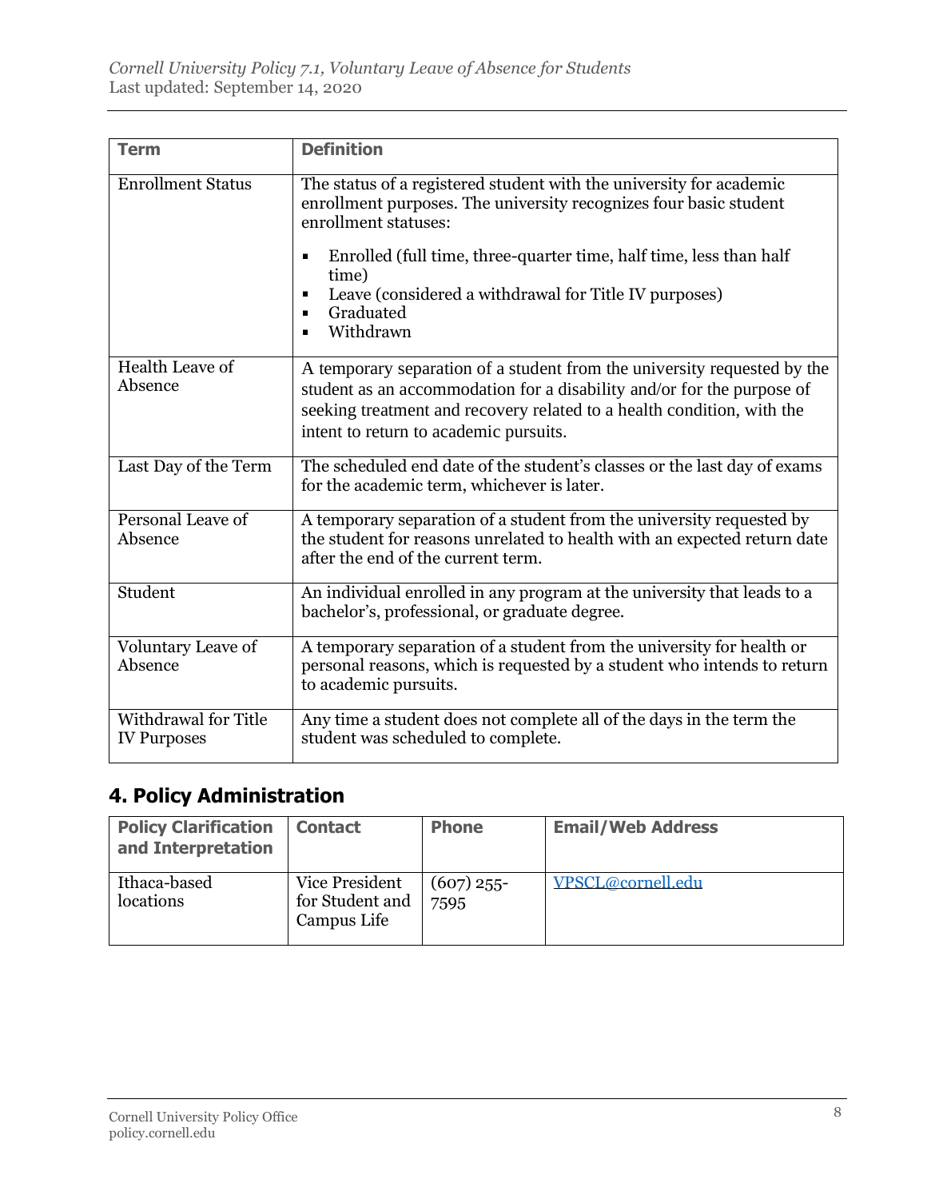| Term | Definition |
|---|---|
| Enrollment Status | The status of a registered student with the university for academic enrollment purposes. The university recognizes four basic student enrollment statuses:<br>▪ Enrolled (full time, three-quarter time, half time, less than half time)<br>▪ Leave (considered a withdrawal for Title IV purposes)<br>▪ Graduated<br>▪ Withdrawn |
| Health Leave of Absence | A temporary separation of a student from the university requested by the student as an accommodation for a disability and/or for the purpose of seeking treatment and recovery related to a health condition, with the intent to return to academic pursuits. |
| Last Day of the Term | The scheduled end date of the student's classes or the last day of exams for the academic term, whichever is later. |
| Personal Leave of Absence | A temporary separation of a student from the university requested by the student for reasons unrelated to health with an expected return date after the end of the current term. |
| Student | An individual enrolled in any program at the university that leads to a bachelor's, professional, or graduate degree. |
| Voluntary Leave of Absence | A temporary separation of a student from the university for health or personal reasons, which is requested by a student who intends to return to academic pursuits. |
| Withdrawal for Title IV Purposes | Any time a student does not complete all of the days in the term the student was scheduled to complete. |

## 4. Policy Administration

| Policy Clarification and Interpretation | Contact | Phone | Email/Web Address |
|---|---|---|---|
| Ithaca-based locations | Vice President for Student and Campus Life | (607) 255-7595 | VPSCL@cornell.edu |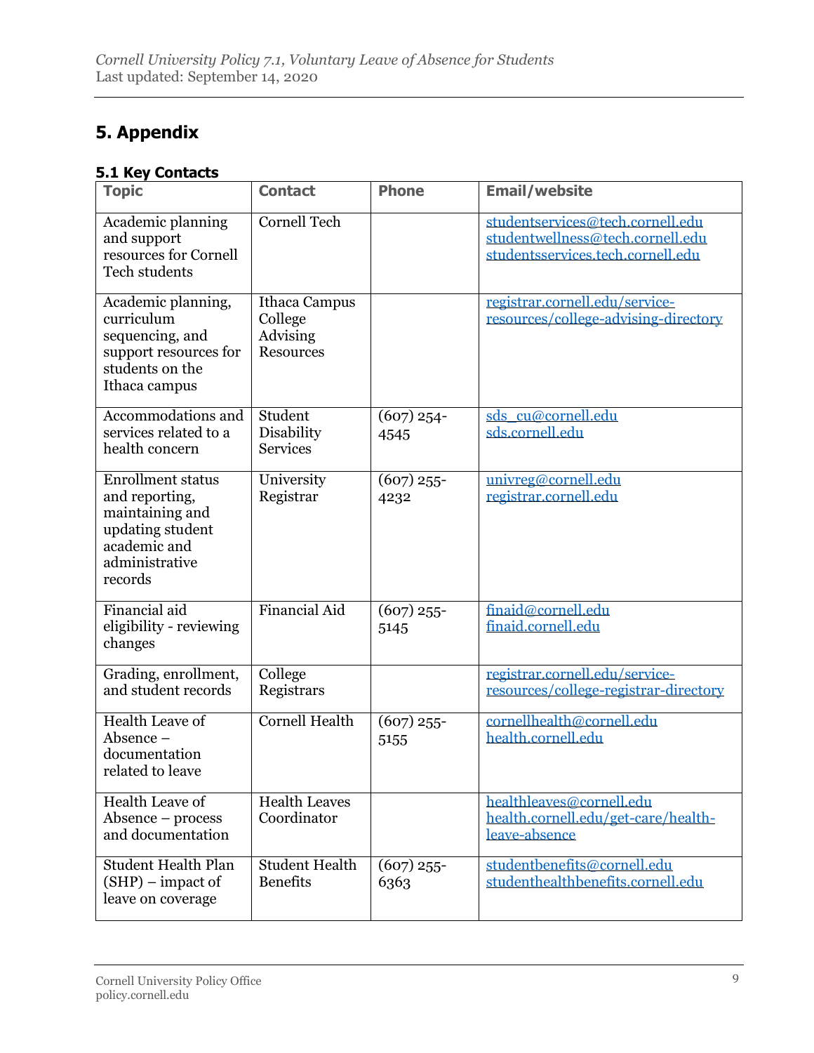## 5. Appendix

### 5.1 Key Contacts

| Topic | Contact | Phone | Email/website |
|---|---|---|---|
| Academic planning and support resources for Cornell Tech students | Cornell Tech | | studentservices@tech.cornell.edu studentwellness@tech.cornell.edu studentsservices.tech.cornell.edu |
| Academic planning, curriculum sequencing, and support resources for students on the Ithaca campus | Ithaca Campus College Advising Resources | | registrar.cornell.edu/service-resources/college-advising-directory |
| Accommodations and services related to a health concern | Student Disability Services | (607) 254-4545 | sds_cu@cornell.edu sds.cornell.edu |
| Enrollment status and reporting, maintaining and updating student academic and administrative records | University Registrar | (607) 255-4232 | univreg@cornell.edu registrar.cornell.edu |
| Financial aid eligibility - reviewing changes | Financial Aid | (607) 255-5145 | finaid@cornell.edu finaid.cornell.edu |
| Grading, enrollment, and student records | College Registrars | | registrar.cornell.edu/service-resources/college-registrar-directory |
| Health Leave of Absence – documentation related to leave | Cornell Health | (607) 255-5155 | cornellhealth@cornell.edu health.cornell.edu |
| Health Leave of Absence – process and documentation | Health Leaves Coordinator | | healthleaves@cornell.edu health.cornell.edu/get-care/health-leave-absence |
| Student Health Plan (SHP) – impact of leave on coverage | Student Health Benefits | (607) 255-6363 | studentbenefits@cornell.edu studenthealthbenefits.cornell.edu |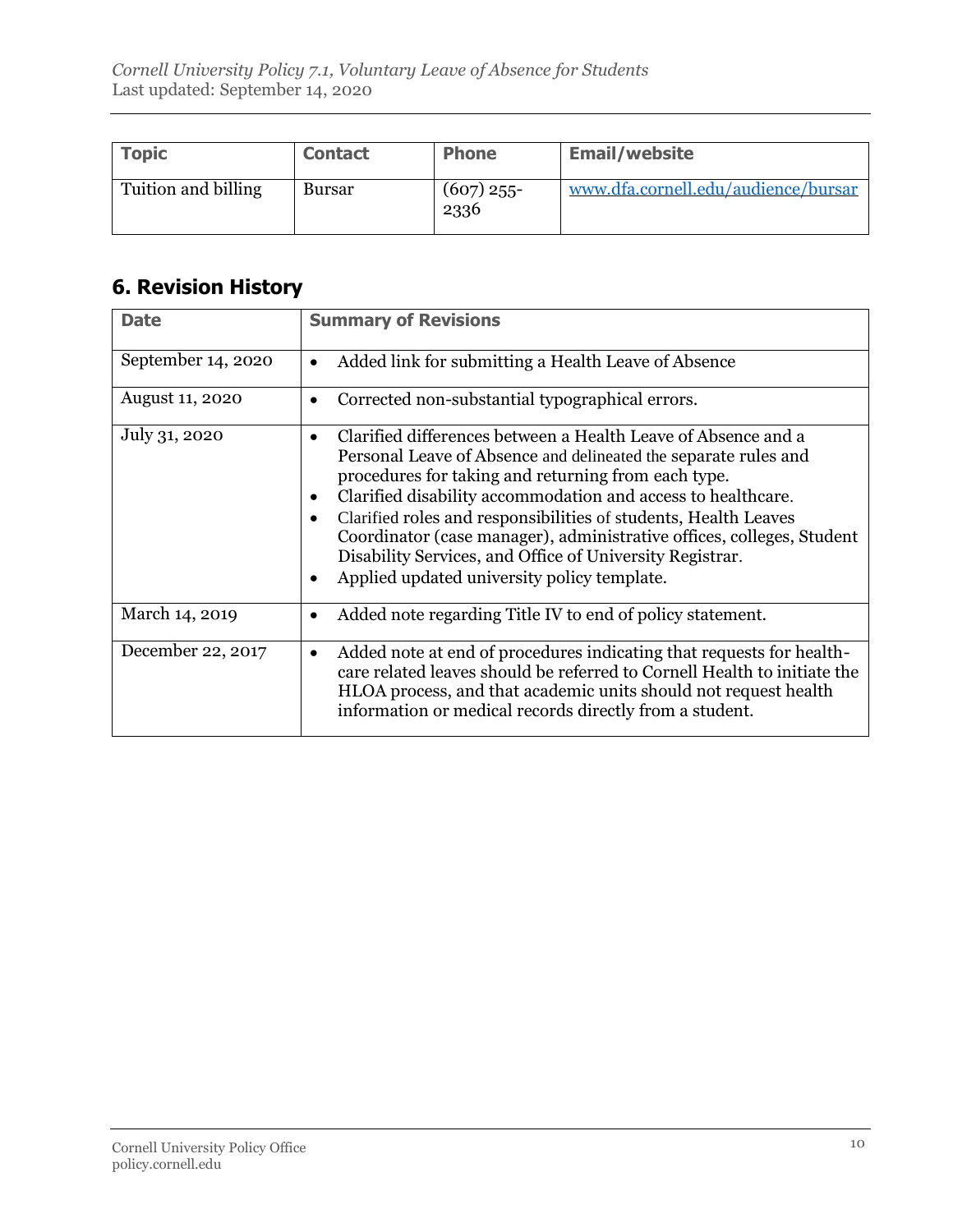| Topic | Contact | Phone | Email/website |
|---|---|---|---|
| Tuition and billing | Bursar | (607) 255-2336 | www.dfa.cornell.edu/audience/bursar |

## 6. Revision History

| Date | Summary of Revisions |
|---|---|
| September 14, 2020 | • Added link for submitting a Health Leave of Absence |
| August 11, 2020 | • Corrected non-substantial typographical errors. |
| July 31, 2020 | • Clarified differences between a Health Leave of Absence and a Personal Leave of Absence and delineated the separate rules and procedures for taking and returning from each type.<br>• Clarified disability accommodation and access to healthcare.<br>• Clarified roles and responsibilities of students, Health Leaves Coordinator (case manager), administrative offices, colleges, Student Disability Services, and Office of University Registrar.<br>• Applied updated university policy template. |
| March 14, 2019 | • Added note regarding Title IV to end of policy statement. |
| December 22, 2017 | • Added note at end of procedures indicating that requests for health-care related leaves should be referred to Cornell Health to initiate the HLOA process, and that academic units should not request health information or medical records directly from a student. |